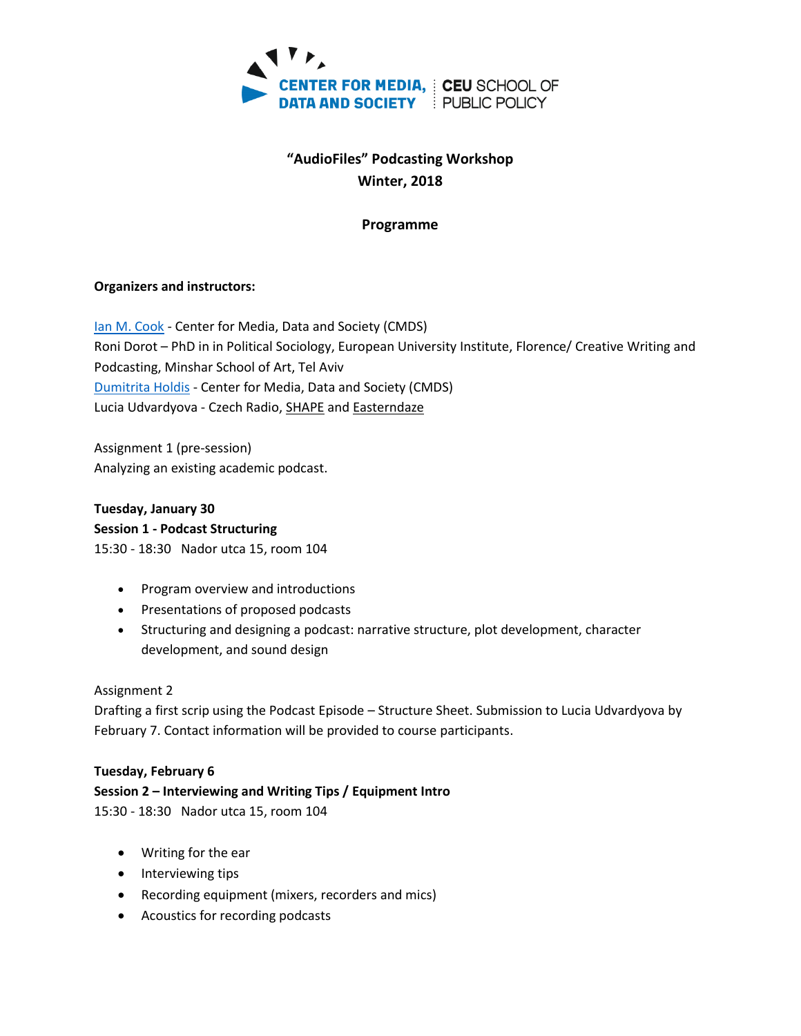CENTER FOR MEDIA, DATA AND SOCIETY | CEU SCHOOL OF PUBLIC POLICY

# "AudioFiles" Podcasting Workshop
# Winter, 2018

## Programme

**Organizers and instructors:**

Ian M. Cook - Center for Media, Data and Society (CMDS)
Roni Dorot – PhD in in Political Sociology, European University Institute, Florence/ Creative Writing and Podcasting, Minshar School of Art, Tel Aviv
Dumitrita Holdis - Center for Media, Data and Society (CMDS)
Lucia Udvardyova - Czech Radio, SHAPE and Easterndaze

Assignment 1 (pre-session)
Analyzing an existing academic podcast.

**Tuesday, January 30**
**Session 1 - Podcast Structuring**
15:30 - 18:30 Nador utca 15, room 104

- Program overview and introductions
- Presentations of proposed podcasts
- Structuring and designing a podcast: narrative structure, plot development, character development, and sound design

Assignment 2
Drafting a first scrip using the Podcast Episode – Structure Sheet. Submission to Lucia Udvardyova by February 7. Contact information will be provided to course participants.

**Tuesday, February 6**
**Session 2 – Interviewing and Writing Tips / Equipment Intro**
15:30 - 18:30 Nador utca 15, room 104

- Writing for the ear
- Interviewing tips
- Recording equipment (mixers, recorders and mics)
- Acoustics for recording podcasts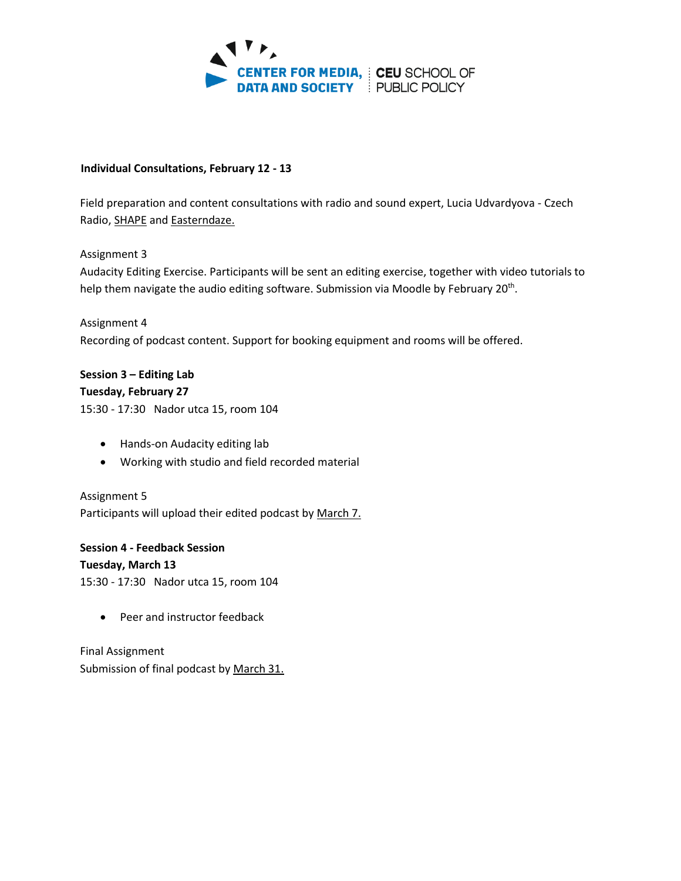**Individual Consultations, February 12 - 13**

Field preparation and content consultations with radio and sound expert, Lucia Udvardyova - Czech Radio, SHAPE and Easterndaze.

Assignment 3

Audacity Editing Exercise. Participants will be sent an editing exercise, together with video tutorials to help them navigate the audio editing software. Submission via Moodle by February 20th.

Assignment 4

Recording of podcast content. Support for booking equipment and rooms will be offered.

**Session 3 – Editing Lab**

**Tuesday, February 27**

15:30 - 17:30   Nador utca 15, room 104

- Hands-on Audacity editing lab
- Working with studio and field recorded material

Assignment 5

Participants will upload their edited podcast by March 7.

**Session 4 - Feedback Session**

**Tuesday, March 13**

15:30 - 17:30   Nador utca 15, room 104

- Peer and instructor feedback

Final Assignment

Submission of final podcast by March 31.